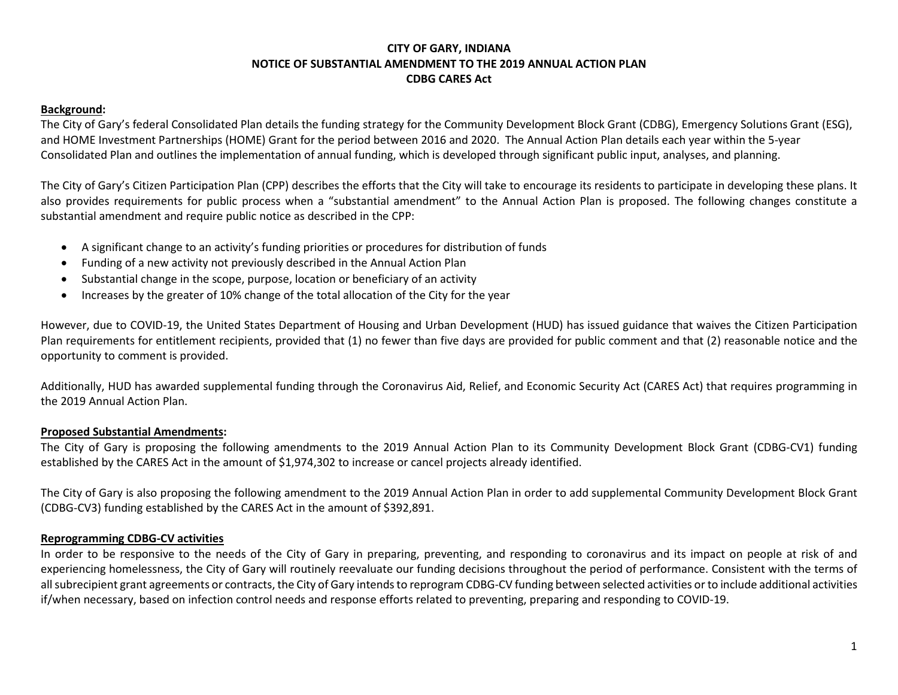# CITY OF GARY, INDIANA
## NOTICE OF SUBSTANTIAL AMENDMENT TO THE 2019 ANNUAL ACTION PLAN
## CDBG CARES Act

**Background:**

The City of Gary's federal Consolidated Plan details the funding strategy for the Community Development Block Grant (CDBG), Emergency Solutions Grant (ESG), and HOME Investment Partnerships (HOME) Grant for the period between 2016 and 2020. The Annual Action Plan details each year within the 5-year Consolidated Plan and outlines the implementation of annual funding, which is developed through significant public input, analyses, and planning.

The City of Gary's Citizen Participation Plan (CPP) describes the efforts that the City will take to encourage its residents to participate in developing these plans. It also provides requirements for public process when a "substantial amendment" to the Annual Action Plan is proposed. The following changes constitute a substantial amendment and require public notice as described in the CPP:

- A significant change to an activity's funding priorities or procedures for distribution of funds
- Funding of a new activity not previously described in the Annual Action Plan
- Substantial change in the scope, purpose, location or beneficiary of an activity
- Increases by the greater of 10% change of the total allocation of the City for the year

However, due to COVID-19, the United States Department of Housing and Urban Development (HUD) has issued guidance that waives the Citizen Participation Plan requirements for entitlement recipients, provided that (1) no fewer than five days are provided for public comment and that (2) reasonable notice and the opportunity to comment is provided.

Additionally, HUD has awarded supplemental funding through the Coronavirus Aid, Relief, and Economic Security Act (CARES Act) that requires programming in the 2019 Annual Action Plan.

**Proposed Substantial Amendments:**

The City of Gary is proposing the following amendments to the 2019 Annual Action Plan to its Community Development Block Grant (CDBG-CV1) funding established by the CARES Act in the amount of $1,974,302 to increase or cancel projects already identified.

The City of Gary is also proposing the following amendment to the 2019 Annual Action Plan in order to add supplemental Community Development Block Grant (CDBG-CV3) funding established by the CARES Act in the amount of $392,891.

**Reprogramming CDBG-CV activities**

In order to be responsive to the needs of the City of Gary in preparing, preventing, and responding to coronavirus and its impact on people at risk of and experiencing homelessness, the City of Gary will routinely reevaluate our funding decisions throughout the period of performance. Consistent with the terms of all subrecipient grant agreements or contracts, the City of Gary intends to reprogram CDBG-CV funding between selected activities or to include additional activities if/when necessary, based on infection control needs and response efforts related to preventing, preparing and responding to COVID-19.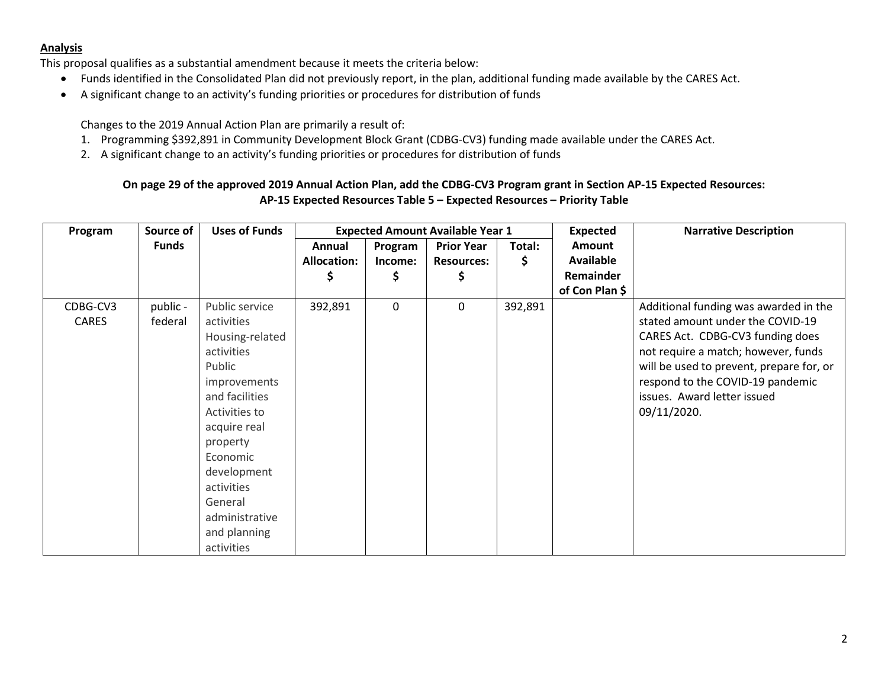## Analysis

This proposal qualifies as a substantial amendment because it meets the criteria below:

- Funds identified in the Consolidated Plan did not previously report, in the plan, additional funding made available by the CARES Act.
- A significant change to an activity's funding priorities or procedures for distribution of funds

Changes to the 2019 Annual Action Plan are primarily a result of:

1. Programming $392,891 in Community Development Block Grant (CDBG-CV3) funding made available under the CARES Act.
2. A significant change to an activity's funding priorities or procedures for distribution of funds

**On page 29 of the approved 2019 Annual Action Plan, add the CDBG-CV3 Program grant in Section AP-15 Expected Resources:**
**AP-15 Expected Resources Table 5 – Expected Resources – Priority Table**

| Program | Source of Funds | Uses of Funds | Expected Amount Available Year 1 | | | | Expected Amount Available Remainder of Con Plan $ | Narrative Description |
|---|---|---|---|---|---|---|---|---|
| | | | Annual Allocation: $ | Program Income: $ | Prior Year Resources: $ | Total: $ | | |
| CDBG-CV3 CARES | public - federal | Public service activities<br>Housing-related activities<br>Public improvements and facilities<br>Activities to acquire real property<br>Economic development activities<br>General administrative and planning activities | 392,891 | 0 | 0 | 392,891 | | Additional funding was awarded in the stated amount under the COVID-19 CARES Act. CDBG-CV3 funding does not require a match; however, funds will be used to prevent, prepare for, or respond to the COVID-19 pandemic issues. Award letter issued 09/11/2020. |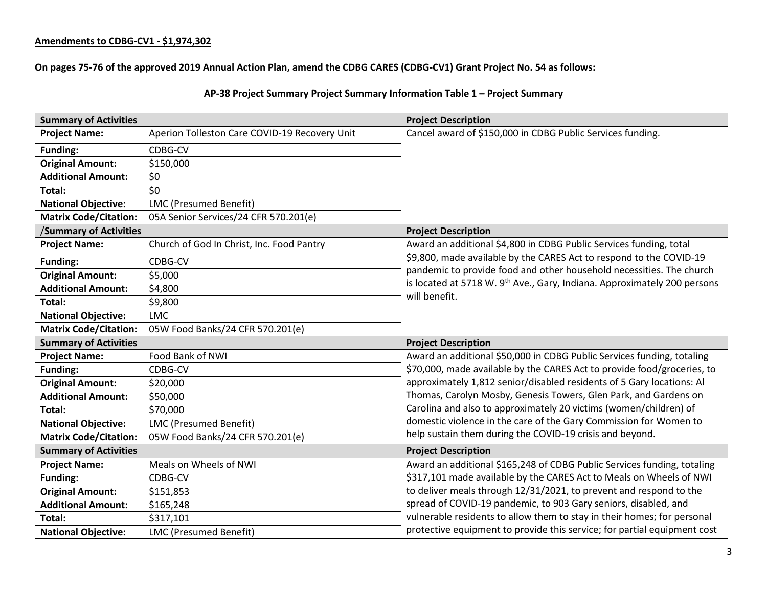**Amendments to CDBG-CV1 - $1,974,302**

**On pages 75-76 of the approved 2019 Annual Action Plan, amend the CDBG CARES (CDBG-CV1) Grant Project No. 54 as follows:**

**AP-38 Project Summary Project Summary Information Table 1 – Project Summary**

| **Summary of Activities** | | **Project Description** |
|---|---|---|
| **Project Name:** | Aperion Tolleston Care COVID-19 Recovery Unit | Cancel award of $150,000 in CDBG Public Services funding. |
| **Funding:** | CDBG-CV | |
| **Original Amount:** | $150,000 | |
| **Additional Amount:** | $0 | |
| **Total:** | $0 | |
| **National Objective:** | LMC (Presumed Benefit) | |
| **Matrix Code/Citation:** | 05A Senior Services/24 CFR 570.201(e) | |
| /**Summary of Activities** | | **Project Description** |
| **Project Name:** | Church of God In Christ, Inc. Food Pantry | Award an additional $4,800 in CDBG Public Services funding, total $9,800, made available by the CARES Act to respond to the COVID-19 pandemic to provide food and other household necessities. The church is located at 5718 W. 9th Ave., Gary, Indiana. Approximately 200 persons will benefit. |
| **Funding:** | CDBG-CV | |
| **Original Amount:** | $5,000 | |
| **Additional Amount:** | $4,800 | |
| **Total:** | $9,800 | |
| **National Objective:** | LMC | |
| **Matrix Code/Citation:** | 05W Food Banks/24 CFR 570.201(e) | |
| **Summary of Activities** | | **Project Description** |
| **Project Name:** | Food Bank of NWI | Award an additional $50,000 in CDBG Public Services funding, totaling $70,000, made available by the CARES Act to provide food/groceries, to approximately 1,812 senior/disabled residents of 5 Gary locations: Al Thomas, Carolyn Mosby, Genesis Towers, Glen Park, and Gardens on Carolina and also to approximately 20 victims (women/children) of domestic violence in the care of the Gary Commission for Women to help sustain them during the COVID-19 crisis and beyond. |
| **Funding:** | CDBG-CV | |
| **Original Amount:** | $20,000 | |
| **Additional Amount:** | $50,000 | |
| **Total:** | $70,000 | |
| **National Objective:** | LMC (Presumed Benefit) | |
| **Matrix Code/Citation:** | 05W Food Banks/24 CFR 570.201(e) | |
| **Summary of Activities** | | **Project Description** |
| **Project Name:** | Meals on Wheels of NWI | Award an additional $165,248 of CDBG Public Services funding, totaling $317,101 made available by the CARES Act to Meals on Wheels of NWI to deliver meals through 12/31/2021, to prevent and respond to the spread of COVID-19 pandemic, to 903 Gary seniors, disabled, and vulnerable residents to allow them to stay in their homes; for personal protective equipment to provide this service; for partial equipment cost |
| **Funding:** | CDBG-CV | |
| **Original Amount:** | $151,853 | |
| **Additional Amount:** | $165,248 | |
| **Total:** | $317,101 | |
| **National Objective:** | LMC (Presumed Benefit) | |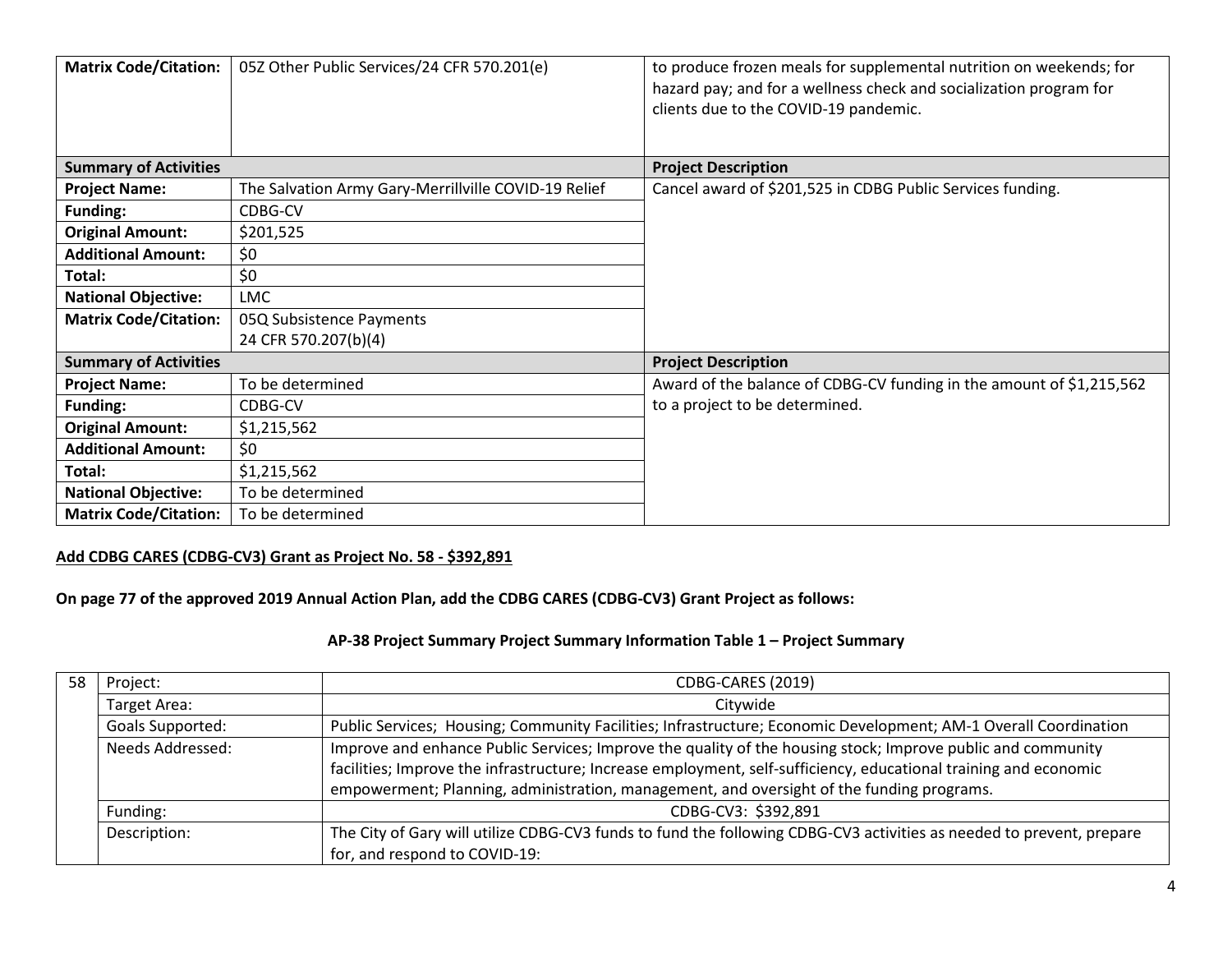| Matrix Code/Citation: | 05Z Other Public Services/24 CFR 570.201(e) | to produce frozen meals for supplemental nutrition on weekends; for hazard pay; and for a wellness check and socialization program for clients due to the COVID-19 pandemic. |
|---|---|---|
| **Summary of Activities** | | **Project Description** |
| **Project Name:** | The Salvation Army Gary-Merrillville COVID-19 Relief | Cancel award of $201,525 in CDBG Public Services funding. |
| **Funding:** | CDBG-CV | |
| **Original Amount:** | $201,525 | |
| **Additional Amount:** | $0 | |
| **Total:** | $0 | |
| **National Objective:** | LMC | |
| **Matrix Code/Citation:** | 05Q Subsistence Payments 24 CFR 570.207(b)(4) | |
| **Summary of Activities** | | **Project Description** |
| **Project Name:** | To be determined | Award of the balance of CDBG-CV funding in the amount of $1,215,562 to a project to be determined. |
| **Funding:** | CDBG-CV | |
| **Original Amount:** | $1,215,562 | |
| **Additional Amount:** | $0 | |
| **Total:** | $1,215,562 | |
| **National Objective:** | To be determined | |
| **Matrix Code/Citation:** | To be determined | |

**Add CDBG CARES (CDBG-CV3) Grant as Project No. 58 - $392,891**

**On page 77 of the approved 2019 Annual Action Plan, add the CDBG CARES (CDBG-CV3) Grant Project as follows:**

**AP-38 Project Summary Project Summary Information Table 1 – Project Summary**

| 58 | Project: | CDBG-CARES (2019) |
|---|---|---|
| | Target Area: | Citywide |
| | Goals Supported: | Public Services; Housing; Community Facilities; Infrastructure; Economic Development; AM-1 Overall Coordination |
| | Needs Addressed: | Improve and enhance Public Services; Improve the quality of the housing stock; Improve public and community facilities; Improve the infrastructure; Increase employment, self-sufficiency, educational training and economic empowerment; Planning, administration, management, and oversight of the funding programs. |
| | Funding: | CDBG-CV3: $392,891 |
| | Description: | The City of Gary will utilize CDBG-CV3 funds to fund the following CDBG-CV3 activities as needed to prevent, prepare for, and respond to COVID-19: |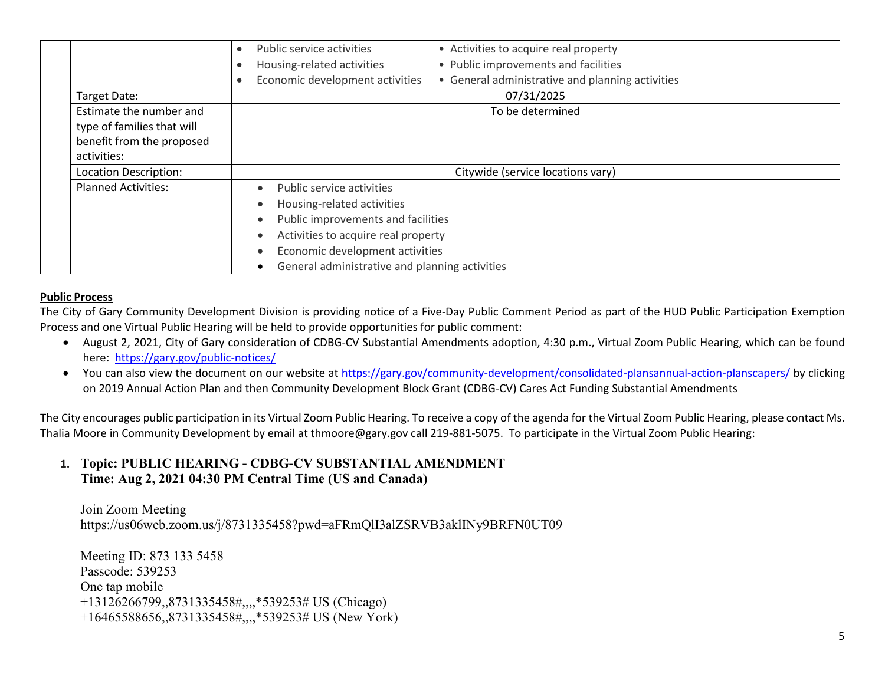| | | |
|---|---|---|
| | | • Public service activities • Activities to acquire real property<br>• Housing-related activities • Public improvements and facilities<br>• Economic development activities • General administrative and planning activities |
| | Target Date: | 07/31/2025 |
| | Estimate the number and type of families that will benefit from the proposed activities: | To be determined |
| | Location Description: | Citywide (service locations vary) |
| | Planned Activities: | • Public service activities<br>• Housing-related activities<br>• Public improvements and facilities<br>• Activities to acquire real property<br>• Economic development activities<br>• General administrative and planning activities |

**Public Process**

The City of Gary Community Development Division is providing notice of a Five-Day Public Comment Period as part of the HUD Public Participation Exemption Process and one Virtual Public Hearing will be held to provide opportunities for public comment:

- August 2, 2021, City of Gary consideration of CDBG-CV Substantial Amendments adoption, 4:30 p.m., Virtual Zoom Public Hearing, which can be found here: https://gary.gov/public-notices/
- You can also view the document on our website at https://gary.gov/community-development/consolidated-plansannual-action-planscapers/ by clicking on 2019 Annual Action Plan and then Community Development Block Grant (CDBG-CV) Cares Act Funding Substantial Amendments

The City encourages public participation in its Virtual Zoom Public Hearing. To receive a copy of the agenda for the Virtual Zoom Public Hearing, please contact Ms. Thalia Moore in Community Development by email at thmoore@gary.gov call 219-881-5075. To participate in the Virtual Zoom Public Hearing:

1. **Topic: PUBLIC HEARING - CDBG-CV SUBSTANTIAL AMENDMENT**
   **Time: Aug 2, 2021 04:30 PM Central Time (US and Canada)**

   Join Zoom Meeting
   https://us06web.zoom.us/j/8731335458?pwd=aFRmQlI3alZSRVB3aklINy9BRFN0UT09

   Meeting ID: 873 133 5458
   Passcode: 539253
   One tap mobile
   +13126266799,,8731335458#,,,,*539253# US (Chicago)
   +16465588656,,8731335458#,,,,*539253# US (New York)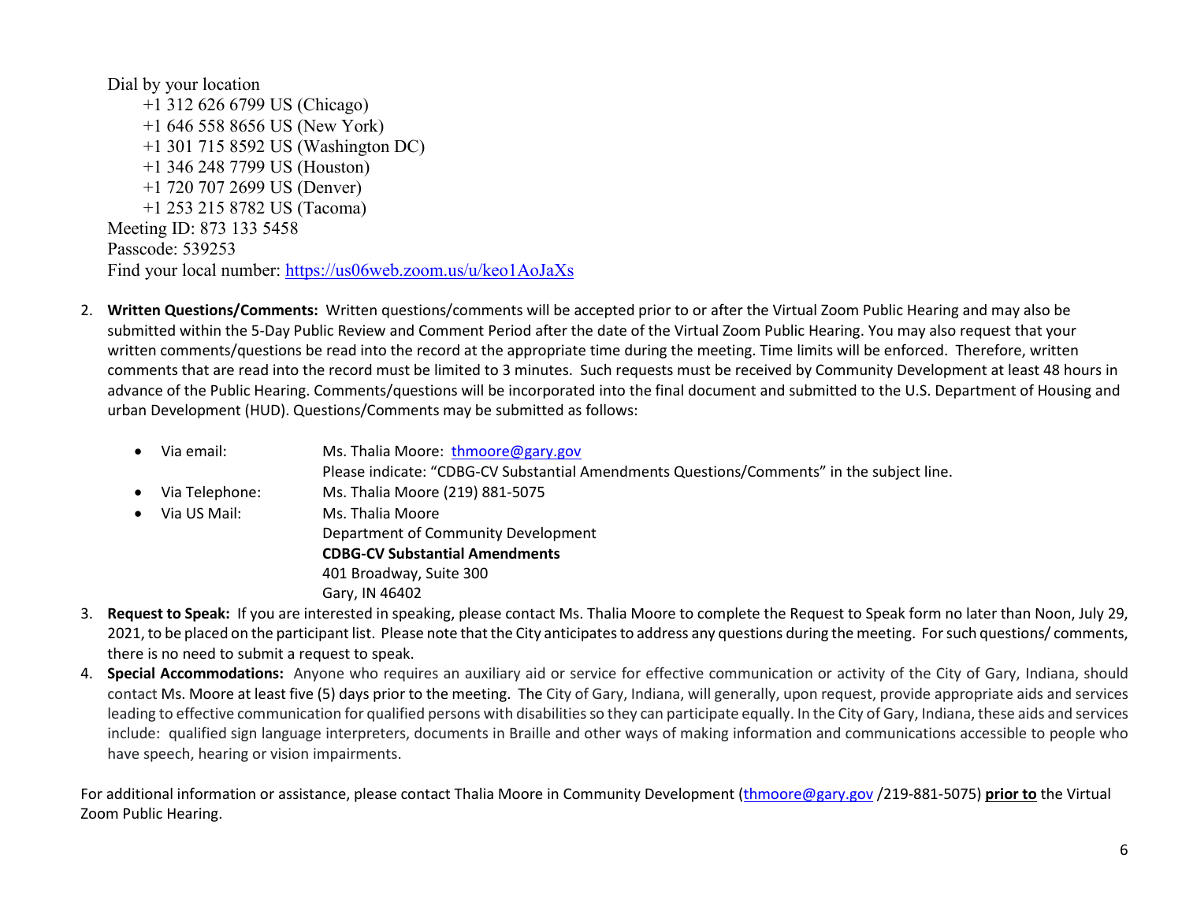Dial by your location
    +1 312 626 6799 US (Chicago)
    +1 646 558 8656 US (New York)
    +1 301 715 8592 US (Washington DC)
    +1 346 248 7799 US (Houston)
    +1 720 707 2699 US (Denver)
    +1 253 215 8782 US (Tacoma)
Meeting ID: 873 133 5458
Passcode: 539253
Find your local number: https://us06web.zoom.us/u/keo1AoJaXs

2. **Written Questions/Comments:** Written questions/comments will be accepted prior to or after the Virtual Zoom Public Hearing and may also be submitted within the 5-Day Public Review and Comment Period after the date of the Virtual Zoom Public Hearing. You may also request that your written comments/questions be read into the record at the appropriate time during the meeting. Time limits will be enforced. Therefore, written comments that are read into the record must be limited to 3 minutes. Such requests must be received by Community Development at least 48 hours in advance of the Public Hearing. Comments/questions will be incorporated into the final document and submitted to the U.S. Department of Housing and urban Development (HUD). Questions/Comments may be submitted as follows:

    - Via email: Ms. Thalia Moore: thmoore@gary.gov
      Please indicate: "CDBG-CV Substantial Amendments Questions/Comments" in the subject line.
    - Via Telephone: Ms. Thalia Moore (219) 881-5075
    - Via US Mail: Ms. Thalia Moore
      Department of Community Development
      **CDBG-CV Substantial Amendments**
      401 Broadway, Suite 300
      Gary, IN 46402

3. **Request to Speak:** If you are interested in speaking, please contact Ms. Thalia Moore to complete the Request to Speak form no later than Noon, July 29, 2021, to be placed on the participant list. Please note that the City anticipates to address any questions during the meeting. For such questions/ comments, there is no need to submit a request to speak.

4. **Special Accommodations:** Anyone who requires an auxiliary aid or service for effective communication or activity of the City of Gary, Indiana, should contact Ms. Moore at least five (5) days prior to the meeting. The City of Gary, Indiana, will generally, upon request, provide appropriate aids and services leading to effective communication for qualified persons with disabilities so they can participate equally. In the City of Gary, Indiana, these aids and services include: qualified sign language interpreters, documents in Braille and other ways of making information and communications accessible to people who have speech, hearing or vision impairments.

For additional information or assistance, please contact Thalia Moore in Community Development (thmoore@gary.gov /219-881-5075) **prior to** the Virtual Zoom Public Hearing.